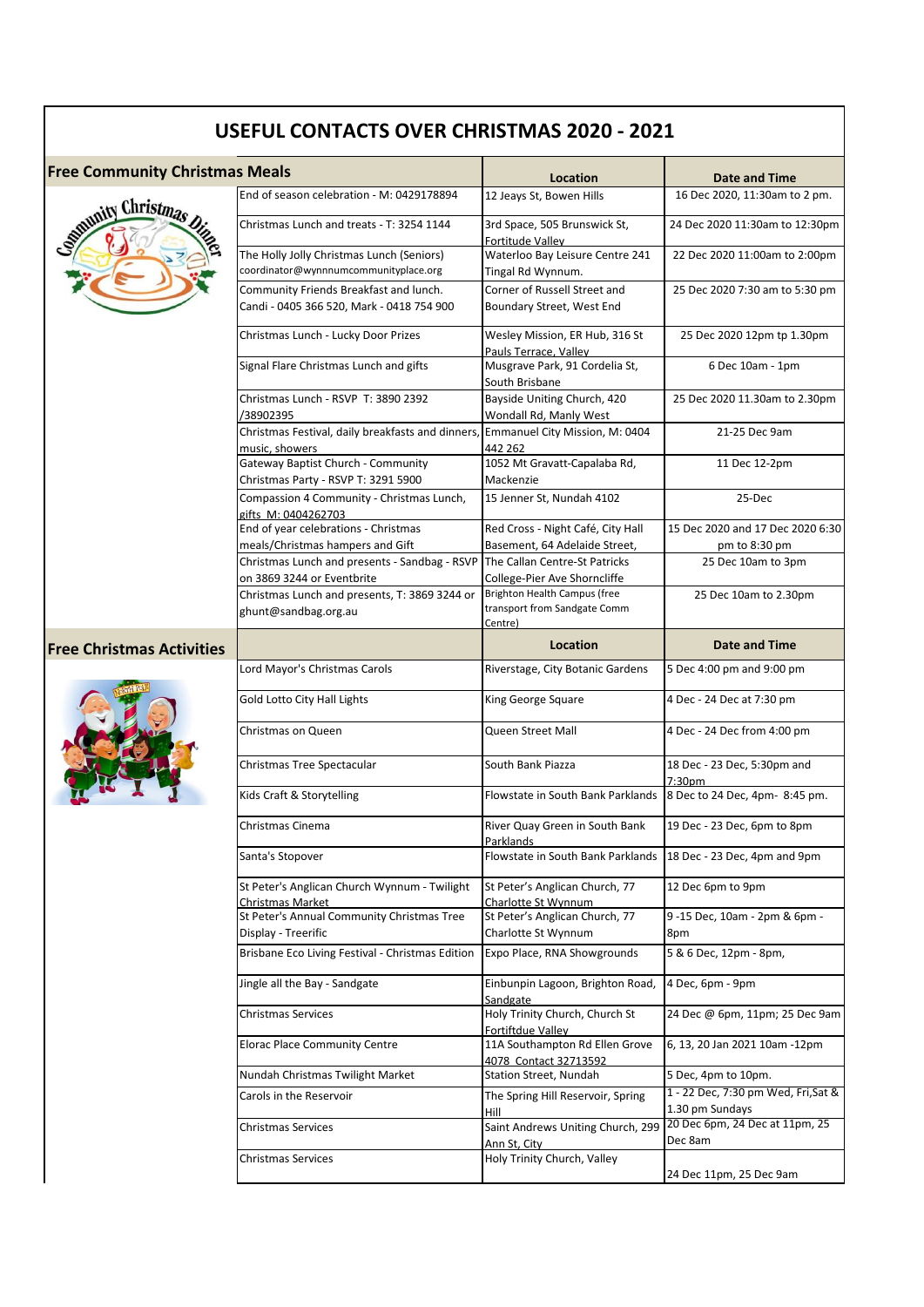# USEFUL CONTACTS OVER CHRISTMAS 2020 - 2021

## Free Community Christmas Meals

| Free Community Christmas Meals | Location | Date and Time |
|---|---|---|
| End of season celebration - M: 0429178894 | 12 Jeays St, Bowen Hills | 16 Dec 2020, 11:30am to 2 pm. |
| Christmas Lunch and treats - T: 3254 1144 | 3rd Space, 505 Brunswick St, Fortitude Valley | 24 Dec 2020 11:30am to 12:30pm |
| The Holly Jolly Christmas Lunch (Seniors) coordinator@wynnnumcommunityplace.org | Waterloo Bay Leisure Centre 241 Tingal Rd Wynnum. | 22 Dec 2020 11:00am to 2:00pm |
| Community Friends Breakfast and lunch. Candi - 0405 366 520, Mark - 0418 754 900 | Corner of Russell Street and Boundary Street, West End | 25 Dec 2020 7:30 am to 5:30 pm |
| Christmas Lunch - Lucky Door Prizes | Wesley Mission, ER Hub, 316 St Pauls Terrace, Valley | 25 Dec 2020 12pm tp 1.30pm |
| Signal Flare Christmas Lunch and gifts | Musgrave Park, 91 Cordelia St, South Brisbane | 6 Dec 10am - 1pm |
| Christmas Lunch - RSVP T: 3890 2392 /38902395 | Bayside Uniting Church, 420 Wondall Rd, Manly West | 25 Dec 2020 11.30am to 2.30pm |
| Christmas Festival, daily breakfasts and dinners, music, showers | Emmanuel City Mission, M: 0404 442 262 | 21-25 Dec 9am |
| Gateway Baptist Church - Community Christmas Party - RSVP T: 3291 5900 | 1052 Mt Gravatt-Capalaba Rd, Mackenzie | 11 Dec 12-2pm |
| Compassion 4 Community - Christmas Lunch, gifts M: 0404262703 | 15 Jenner St, Nundah 4102 | 25-Dec |
| End of year celebrations - Christmas meals/Christmas hampers and Gift | Red Cross - Night Café, City Hall Basement, 64 Adelaide Street, | 15 Dec 2020 and 17 Dec 2020 6:30 pm to 8:30 pm |
| Christmas Lunch and presents - Sandbag - RSVP on 3869 3244 or Eventbrite | The Callan Centre-St Patricks College-Pier Ave Shorncliffe | 25 Dec 10am to 3pm |
| Christmas Lunch and presents, T: 3869 3244 or ghunt@sandbag.org.au | Brighton Health Campus (free transport from Sandgate Comm Centre) | 25 Dec 10am to 2.30pm |

## Free Christmas Activities

| Free Christmas Activities | Location | Date and Time |
|---|---|---|
| Lord Mayor's Christmas Carols | Riverstage, City Botanic Gardens | 5 Dec 4:00 pm and 9:00 pm |
| Gold Lotto City Hall Lights | King George Square | 4 Dec - 24 Dec at 7:30 pm |
| Christmas on Queen | Queen Street Mall | 4 Dec - 24 Dec from 4:00 pm |
| Christmas Tree Spectacular | South Bank Piazza | 18 Dec - 23 Dec, 5:30pm and 7:30pm |
| Kids Craft & Storytelling | Flowstate in South Bank Parklands | 8 Dec to 24 Dec, 4pm- 8:45 pm. |
| Christmas Cinema | River Quay Green in South Bank Parklands | 19 Dec - 23 Dec, 6pm to 8pm |
| Santa's Stopover | Flowstate in South Bank Parklands | 18 Dec - 23 Dec, 4pm and 9pm |
| St Peter's Anglican Church Wynnum - Twilight Christmas Market | St Peter's Anglican Church, 77 Charlotte St Wynnum | 12 Dec 6pm to 9pm |
| St Peter's Annual Community Christmas Tree Display - Treerific | St Peter's Anglican Church, 77 Charlotte St Wynnum | 9 -15 Dec, 10am - 2pm & 6pm - 8pm |
| Brisbane Eco Living Festival - Christmas Edition | Expo Place, RNA Showgrounds | 5 & 6 Dec, 12pm - 8pm, |
| Jingle all the Bay - Sandgate | Einbunpin Lagoon, Brighton Road, Sandgate | 4 Dec, 6pm - 9pm |
| Christmas Services | Holy Trinity Church, Church St Fortiftdue Valley | 24 Dec @ 6pm, 11pm; 25 Dec 9am |
| Elorac Place Community Centre | 11A Southampton Rd Ellen Grove 4078 Contact 32713592 | 6, 13, 20 Jan 2021 10am -12pm |
| Nundah Christmas Twilight Market | Station Street, Nundah | 5 Dec, 4pm to 10pm. |
| Carols in the Reservoir | The Spring Hill Reservoir, Spring Hill | 1 - 22 Dec, 7:30 pm Wed, Fri,Sat & 1.30 pm Sundays |
| Christmas Services | Saint Andrews Uniting Church, 299 Ann St, City | 20 Dec 6pm, 24 Dec at 11pm, 25 Dec 8am |
| Christmas Services | Holy Trinity Church, Valley | 24 Dec 11pm, 25 Dec 9am |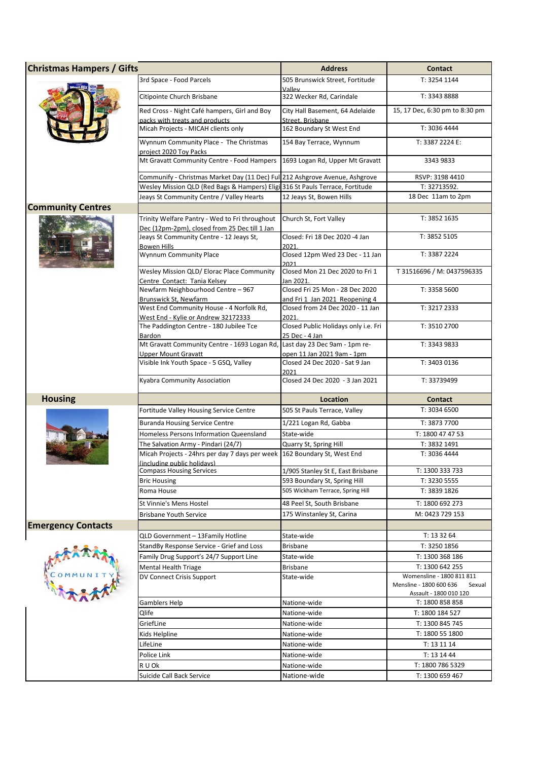| Christmas Hampers / Gifts | | Address | Contact |
|---|---|---|---|
| | 3rd Space - Food Parcels | 505 Brunswick Street, Fortitude Valley | T: 3254 1144 |
| | Citipointe Church Brisbane | 322 Wecker Rd, Carindale | T: 3343 8888 |
| | Red Cross - Night Café hampers, Girl and Boy packs with treats and products | City Hall Basement, 64 Adelaide Street, Brisbane | 15, 17 Dec, 6:30 pm to 8:30 pm |
| | Micah Projects - MICAH clients only | 162 Boundary St West End | T: 3036 4444 |
| | Wynnum Community Place - The Christmas project 2020 Toy Packs | 154 Bay Terrace, Wynnum | T: 3387 2224 E: |
| | Mt Gravatt Community Centre - Food Hampers | 1693 Logan Rd, Upper Mt Gravatt | 3343 9833 |
| | Communify - Christmas Market Day (11 Dec) Ful | 212 Ashgrove Avenue, Ashgrove | RSVP: 3198 4410 |
| | Wesley Mission QLD (Red Bags & Hampers) Eligi | 316 St Pauls Terrace, Fortitude | T: 32713592. |
| | Jeays St Community Centre / Valley Hearts | 12 Jeays St, Bowen Hills | 18 Dec 11am to 2pm |
| **Community Centres** | | | |
| | Trinity Welfare Pantry - Wed to Fri throughout Dec (12pm-2pm), closed from 25 Dec till 1 Jan | Church St, Fort Valley | T: 3852 1635 |
| | Jeays St Community Centre - 12 Jeays St, Bowen Hills | Closed: Fri 18 Dec 2020 -4 Jan 2021. | T: 3852 5105 |
| | Wynnum Community Place | Closed 12pm Wed 23 Dec - 11 Jan 2021 | T: 3387 2224 |
| | Wesley Mission QLD/ Elorac Place Community Centre Contact: Tania Kelsey | Closed Mon 21 Dec 2020 to Fri 1 Jan 2021. | T 31516696 / M: 0437596335 |
| | Newfarm Neighbourhood Centre – 967 Brunswick St, Newfarm | Closed Fri 25 Mon - 28 Dec 2020 and Fri 1 Jan 2021 Reopening 4 | T: 3358 5600 |
| | West End Community House - 4 Norfolk Rd, West End - Kylie or Andrew 32172333 | Closed from 24 Dec 2020 - 11 Jan 2021. | T: 3217 2333 |
| | The Paddington Centre - 180 Jubilee Tce Bardon | Closed Public Holidays only i.e. Fri 25 Dec - 4 Jan | T: 3510 2700 |
| | Mt Gravatt Community Centre - 1693 Logan Rd, Upper Mount Gravatt | Last day 23 Dec 9am - 1pm re-open 11 Jan 2021 9am - 1pm | T: 3343 9833 |
| | Visible Ink Youth Space - 5 GSQ, Valley | Closed 24 Dec 2020 - Sat 9 Jan 2021 | T: 3403 0136 |
| | Kyabra Community Association | Closed 24 Dec 2020 - 3 Jan 2021 | T: 33739499 |
| **Housing** | | **Location** | **Contact** |
| | Fortitude Valley Housing Service Centre | 505 St Pauls Terrace, Valley | T: 3034 6500 |
| | Buranda Housing Service Centre | 1/221 Logan Rd, Gabba | T: 3873 7700 |
| | Homeless Persons Information Queensland | State-wide | T: 1800 47 47 53 |
| | The Salvation Army - Pindari (24/7) | Quarry St, Spring Hill | T: 3832 1491 |
| | Micah Projects - 24hrs per day 7 days per week (including public holidays) | 162 Boundary St, West End | T: 3036 4444 |
| | Compass Housing Services | 1/905 Stanley St E, East Brisbane | T: 1300 333 733 |
| | Bric Housing | 593 Boundary St, Spring Hill | T: 3230 5555 |
| | Roma House | 505 Wickham Terrace, Spring Hill | T: 3839 1826 |
| | St Vinnie's Mens Hostel | 48 Peel St, South Brisbane | T: 1800 692 273 |
| | Brisbane Youth Service | 175 Winstanley St, Carina | M: 0423 729 153 |
| **Emergency Contacts** | | | |
| | QLD Government – 13Family Hotline | State-wide | T: 13 32 64 |
| | StandBy Response Service - Grief and Loss | Brisbane | T: 3250 1856 |
| | Family Drug Support's 24/7 Support Line | State-wide | T: 1300 368 186 |
| | Mental Health Triage | Brisbane | T: 1300 642 255 |
| | DV Connect Crisis Support | State-wide | Womensline - 1800 811 811 Mensline - 1800 600 636 Sexual Assault - 1800 010 120 |
| | Gamblers Help | Natione-wide | T: 1800 858 858 |
| | Qlife | Natione-wide | T: 1800 184 527 |
| | GriefLine | Natione-wide | T: 1300 845 745 |
| | Kids Helpline | Natione-wide | T: 1800 55 1800 |
| | LifeLine | Natione-wide | T: 13 11 14 |
| | Police Link | Natione-wide | T: 13 14 44 |
| | R U Ok | Natione-wide | T: 1800 786 5329 |
| | Suicide Call Back Service | Natione-wide | T: 1300 659 467 |